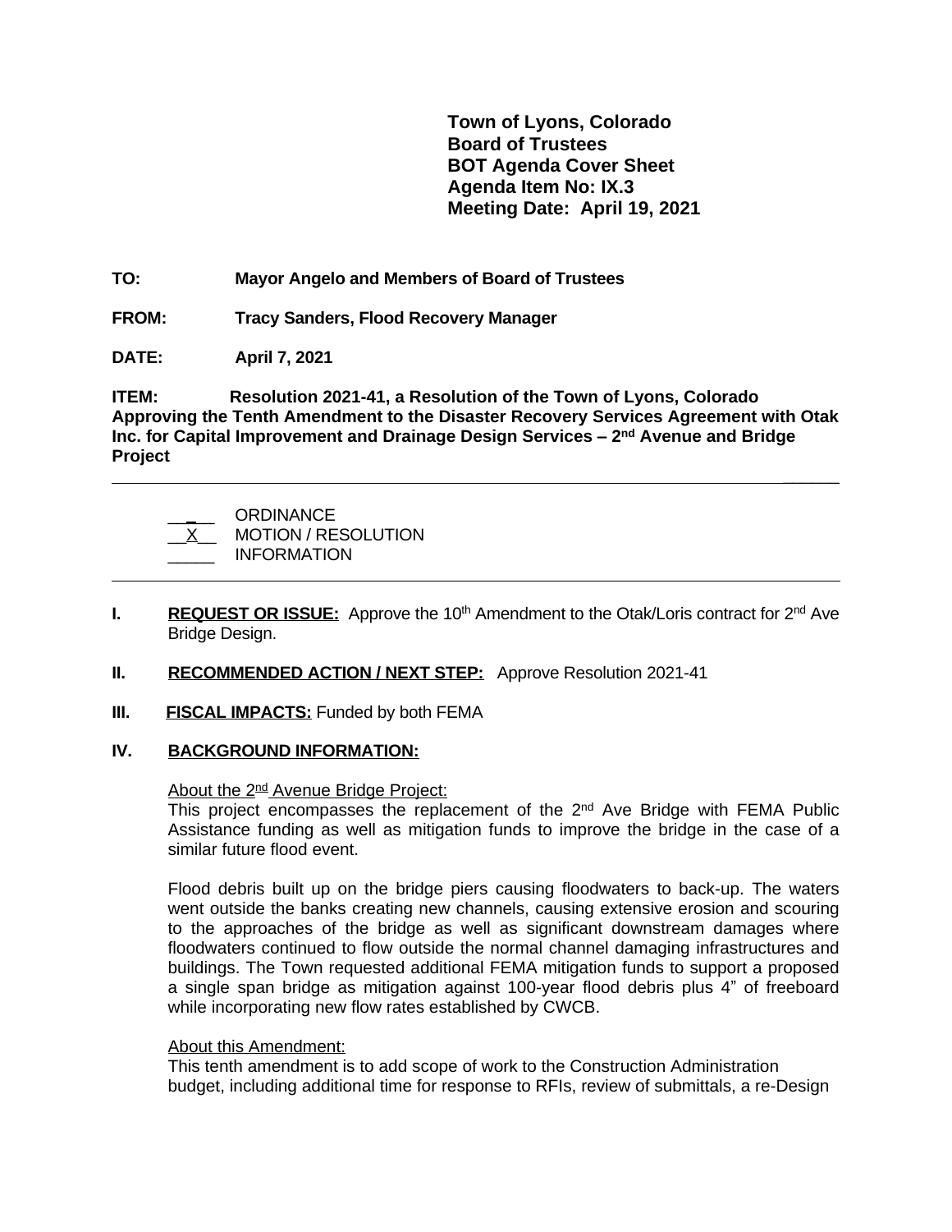**Town of Lyons, Colorado**
**Board of Trustees**
**BOT Agenda Cover Sheet**
**Agenda Item No: IX.3**
**Meeting Date: April 19, 2021**

**TO:** **Mayor Angelo and Members of Board of Trustees**

**FROM:** **Tracy Sanders, Flood Recovery Manager**

**DATE:** **April 7, 2021**

**ITEM:** **Resolution 2021-41, a Resolution of the Town of Lyons, Colorado Approving the Tenth Amendment to the Disaster Recovery Services Agreement with Otak Inc. for Capital Improvement and Drainage Design Services – 2nd Avenue and Bridge Project**

---

\_\_\_\_\_ ORDINANCE
\_\_X\_\_ MOTION / RESOLUTION
\_\_\_\_\_ INFORMATION

---

**I. REQUEST OR ISSUE:** Approve the 10th Amendment to the Otak/Loris contract for 2nd Ave Bridge Design.

**II. RECOMMENDED ACTION / NEXT STEP:** Approve Resolution 2021-41

**III. FISCAL IMPACTS:** Funded by both FEMA

**IV. BACKGROUND INFORMATION:**

About the 2nd Avenue Bridge Project:
This project encompasses the replacement of the 2nd Ave Bridge with FEMA Public Assistance funding as well as mitigation funds to improve the bridge in the case of a similar future flood event.

Flood debris built up on the bridge piers causing floodwaters to back-up. The waters went outside the banks creating new channels, causing extensive erosion and scouring to the approaches of the bridge as well as significant downstream damages where floodwaters continued to flow outside the normal channel damaging infrastructures and buildings. The Town requested additional FEMA mitigation funds to support a proposed a single span bridge as mitigation against 100-year flood debris plus 4" of freeboard while incorporating new flow rates established by CWCB.

About this Amendment:
This tenth amendment is to add scope of work to the Construction Administration budget, including additional time for response to RFIs, review of submittals, a re-Design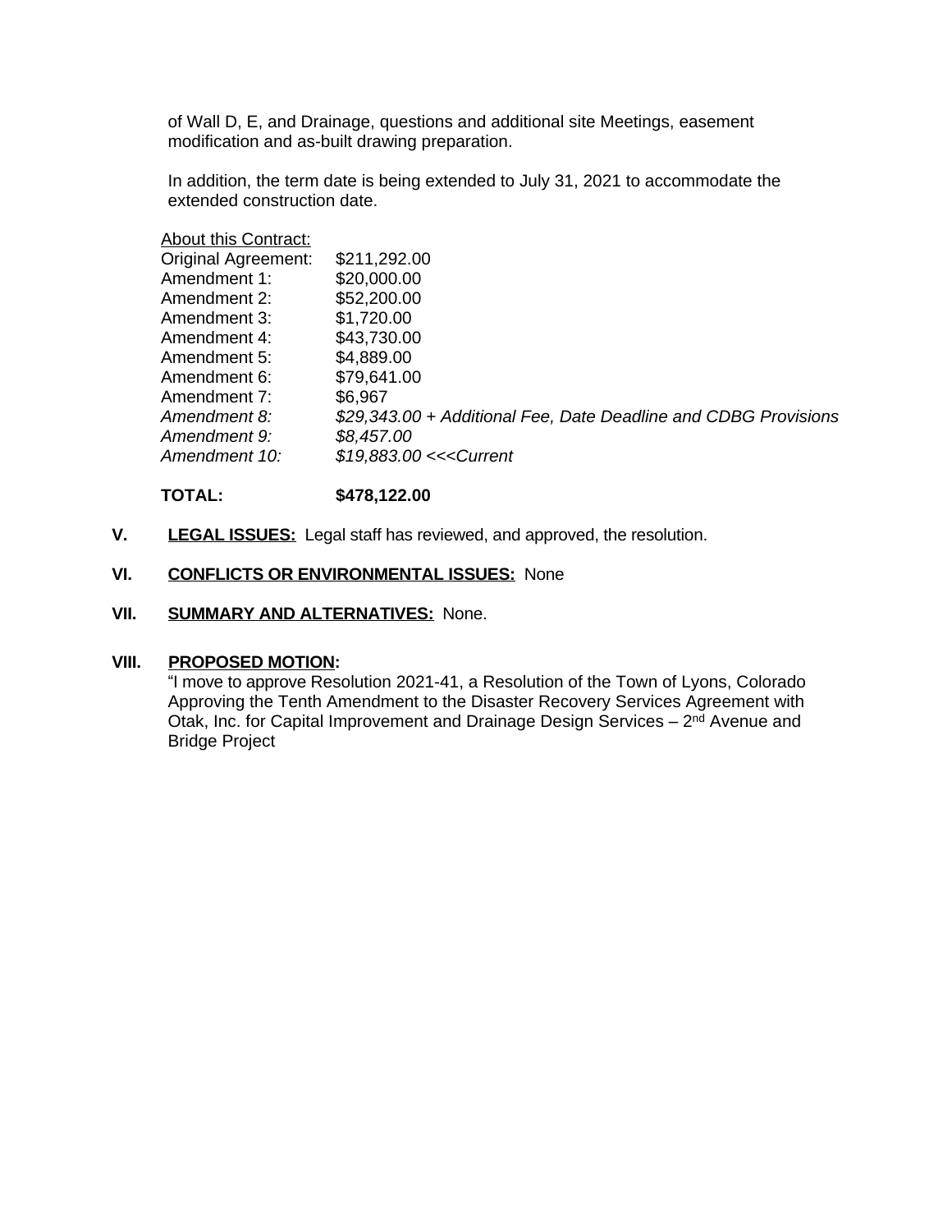of Wall D, E, and Drainage, questions and additional site Meetings, easement modification and as-built drawing preparation.

In addition, the term date is being extended to July 31, 2021 to accommodate the extended construction date.

| <u>About this Contract:</u> | |
|---|---|
| Original Agreement: | $211,292.00 |
| Amendment 1: | $20,000.00 |
| Amendment 2: | $52,200.00 |
| Amendment 3: | $1,720.00 |
| Amendment 4: | $43,730.00 |
| Amendment 5: | $4,889.00 |
| Amendment 6: | $79,641.00 |
| Amendment 7: | $6,967 |
| *Amendment 8:* | *$29,343.00 + Additional Fee, Date Deadline and CDBG Provisions* |
| *Amendment 9:* | *$8,457.00* |
| *Amendment 10:* | *$19,883.00 <<<Current* |
| **TOTAL:** | **$478,122.00** |

**V. <u>LEGAL ISSUES:</u>** Legal staff has reviewed, and approved, the resolution.

**VI. <u>CONFLICTS OR ENVIRONMENTAL ISSUES:</u>** None

**VII. <u>SUMMARY AND ALTERNATIVES:</u>** None.

**VIII. <u>PROPOSED MOTION</u>:**

"I move to approve Resolution 2021-41, a Resolution of the Town of Lyons, Colorado Approving the Tenth Amendment to the Disaster Recovery Services Agreement with Otak, Inc. for Capital Improvement and Drainage Design Services – 2nd Avenue and Bridge Project